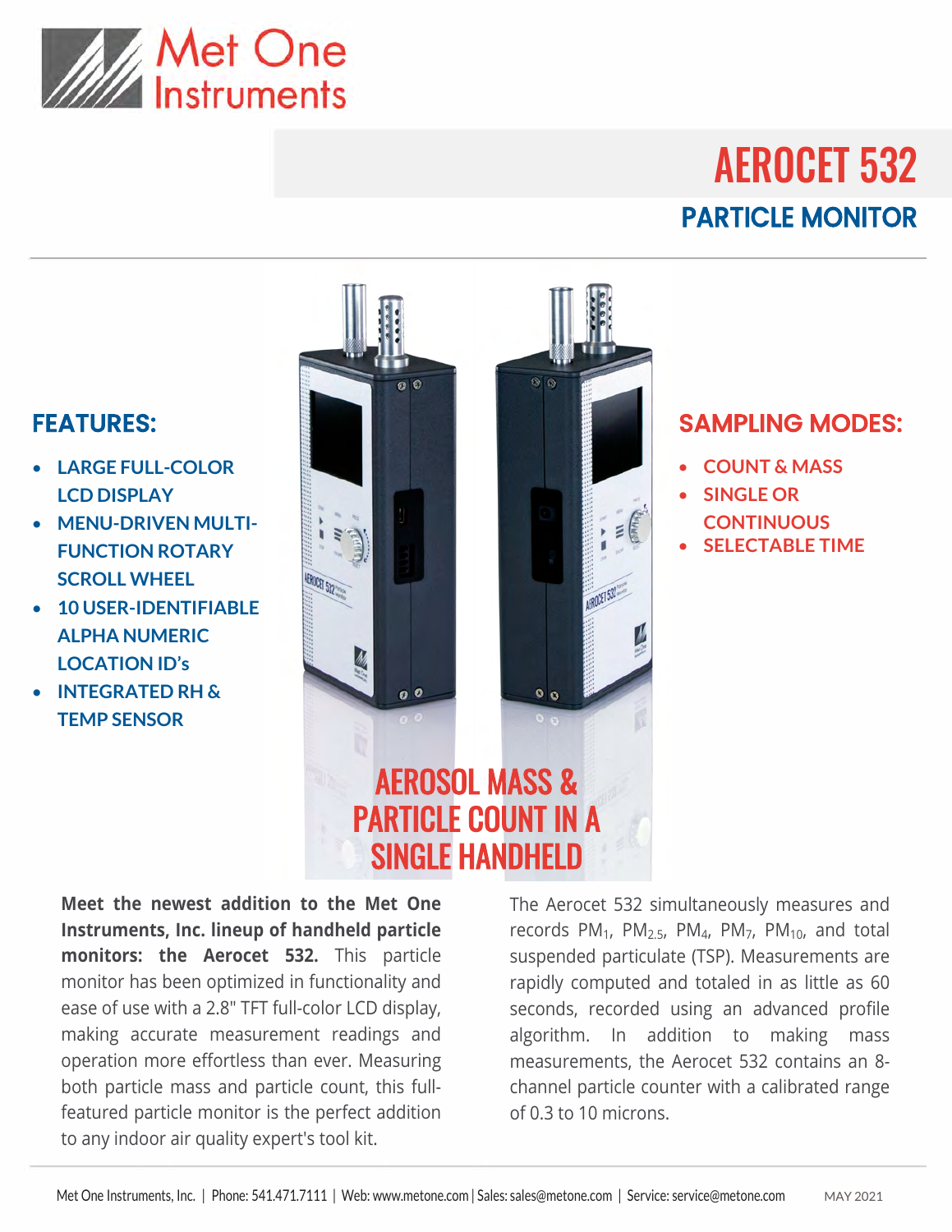Met One Instruments

# AEROCET 532

## PARTICLE MONITOR

### FEATURES:

- LARGE FULL-COLOR LCD DISPLAY
- MENU-DRIVEN MULTI-FUNCTION ROTARY SCROLL WHEEL
- 10 USER-IDENTIFIABLE ALPHA NUMERIC LOCATION ID's
- INTEGRATED RH & TEMP SENSOR

### SAMPLING MODES:

- COUNT & MASS
- SINGLE OR CONTINUOUS
- SELECTABLE TIME

## AEROSOL MASS & PARTICLE COUNT IN A SINGLE HANDHELD

**Meet the newest addition to the Met One Instruments, Inc. lineup of handheld particle monitors: the Aerocet 532.** This particle monitor has been optimized in functionality and ease of use with a 2.8" TFT full-color LCD display, making accurate measurement readings and operation more effortless than ever. Measuring both particle mass and particle count, this full-featured particle monitor is the perfect addition to any indoor air quality expert's tool kit.

The Aerocet 532 simultaneously measures and records $PM_1$, $PM_{2.5}$, $PM_4$, $PM_7$, $PM_{10}$, and total suspended particulate (TSP). Measurements are rapidly computed and totaled in as little as 60 seconds, recorded using an advanced profile algorithm. In addition to making mass measurements, the Aerocet 532 contains an 8-channel particle counter with a calibrated range of 0.3 to 10 microns.

Met One Instruments, Inc. | Phone: 541.471.7111 | Web: www.metone.com | Sales: sales@metone.com | Service: service@metone.com MAY 2021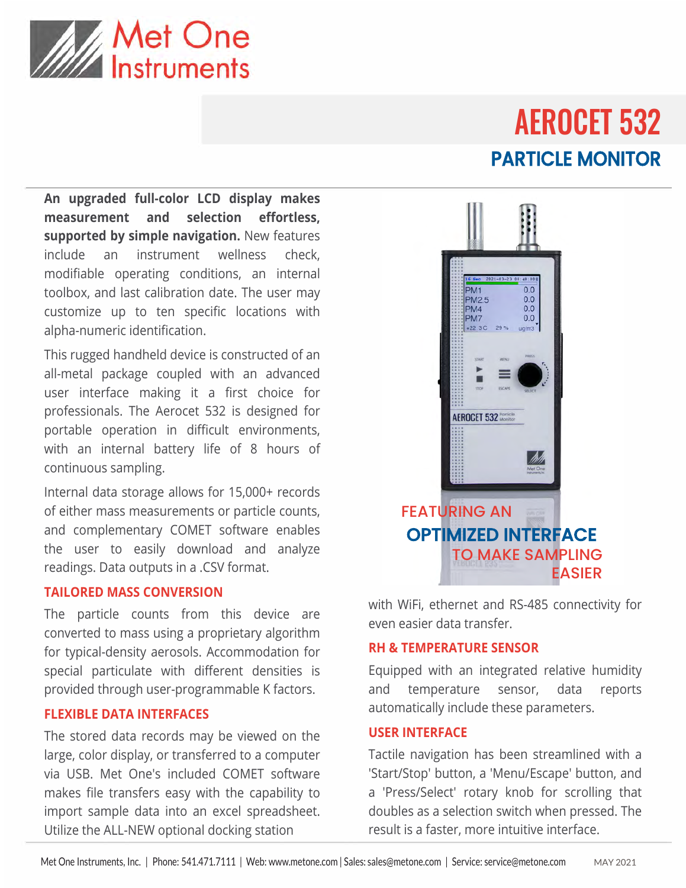# AEROCET 532

## PARTICLE MONITOR

**An upgraded full-color LCD display makes measurement and selection effortless, supported by simple navigation.** New features include an instrument wellness check, modifiable operating conditions, an internal toolbox, and last calibration date. The user may customize up to ten specific locations with alpha-numeric identification.

This rugged handheld device is constructed of an all-metal package coupled with an advanced user interface making it a first choice for professionals. The Aerocet 532 is designed for portable operation in difficult environments, with an internal battery life of 8 hours of continuous sampling.

Internal data storage allows for 15,000+ records of either mass measurements or particle counts, and complementary COMET software enables the user to easily download and analyze readings. Data outputs in a .CSV format.

### TAILORED MASS CONVERSION

The particle counts from this device are converted to mass using a proprietary algorithm for typical-density aerosols. Accommodation for special particulate with different densities is provided through user-programmable K factors.

### FLEXIBLE DATA INTERFACES

The stored data records may be viewed on the large, color display, or transferred to a computer via USB. Met One's included COMET software makes file transfers easy with the capability to import sample data into an excel spreadsheet. Utilize the ALL-NEW optional docking station with WiFi, ethernet and RS-485 connectivity for even easier data transfer.

FEATURING AN **OPTIMIZED INTERFACE** TO MAKE SAMPLING EASIER

### RH & TEMPERATURE SENSOR

Equipped with an integrated relative humidity and temperature sensor, data reports automatically include these parameters.

### USER INTERFACE

Tactile navigation has been streamlined with a 'Start/Stop' button, a 'Menu/Escape' button, and a 'Press/Select' rotary knob for scrolling that doubles as a selection switch when pressed. The result is a faster, more intuitive interface.

Met One Instruments, Inc. | Phone: 541.471.7111 | Web: www.metone.com | Sales: sales@metone.com | Service: service@metone.com MAY 2021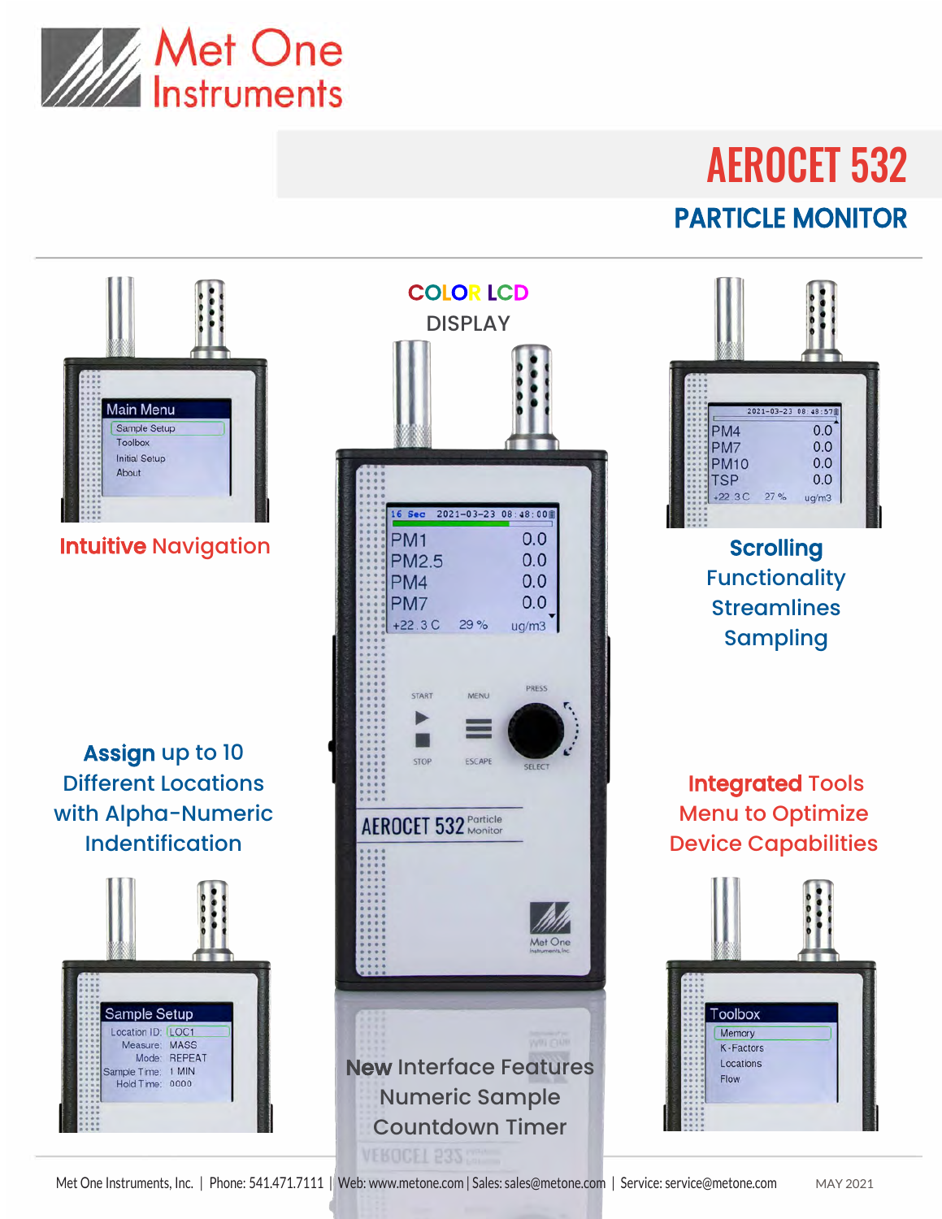# AEROCET 532

## PARTICLE MONITOR

COLOR LCD DISPLAY

**Intuitive** Navigation

**Scrolling** Functionality Streamlines Sampling

**Assign** up to 10 Different Locations with Alpha-Numeric Indentification

**Integrated** Tools Menu to Optimize Device Capabilities

**New** Interface Features Numeric Sample Countdown Timer

Met One Instruments, Inc. | Phone: 541.471.7111 | Web: www.metone.com | Sales: sales@metone.com | Service: service@metone.com

MAY 2021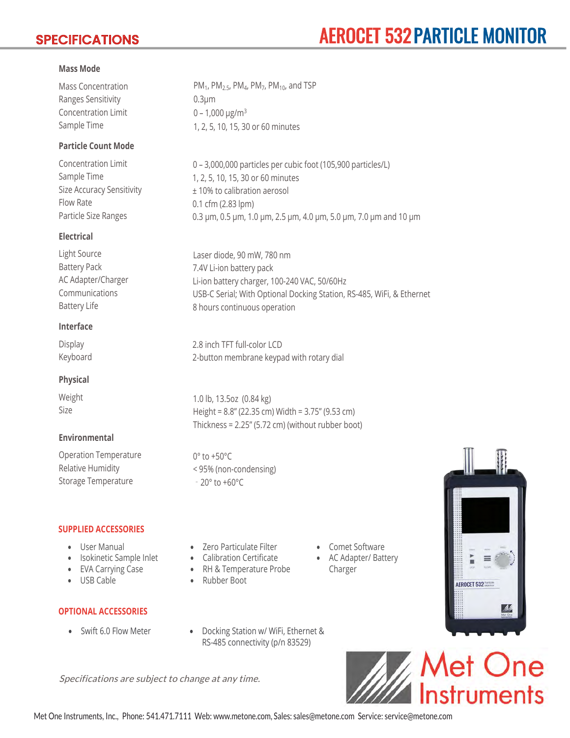## SPECIFICATIONS

# AEROCET 532 PARTICLE MONITOR

### Mass Mode

| | |
|---|---|
| Mass Concentration | $PM_1$, $PM_{2.5}$, $PM_4$, $PM_7$, $PM_{10}$, and TSP |
| Ranges Sensitivity | 0.3µm |
| Concentration Limit | 0 – 1,000 µg/$m^3$ |
| Sample Time | 1, 2, 5, 10, 15, 30 or 60 minutes |

### Particle Count Mode

| | |
|---|---|
| Concentration Limit | 0 – 3,000,000 particles per cubic foot (105,900 particles/L) |
| Sample Time | 1, 2, 5, 10, 15, 30 or 60 minutes |
| Size Accuracy Sensitivity | ± 10% to calibration aerosol |
| Flow Rate | 0.1 cfm (2.83 lpm) |
| Particle Size Ranges | 0.3 µm, 0.5 µm, 1.0 µm, 2.5 µm, 4.0 µm, 5.0 µm, 7.0 µm and 10 µm |

### Electrical

| | |
|---|---|
| Light Source | Laser diode, 90 mW, 780 nm |
| Battery Pack | 7.4V Li-ion battery pack |
| AC Adapter/Charger | Li-ion battery charger, 100-240 VAC, 50/60Hz |
| Communications | USB-C Serial; With Optional Docking Station, RS-485, WiFi, & Ethernet |
| Battery Life | 8 hours continuous operation |

### Interface

| | |
|---|---|
| Display | 2.8 inch TFT full-color LCD |
| Keyboard | 2-button membrane keypad with rotary dial |

### Physical

| | |
|---|---|
| Weight | 1.0 lb, 13.5oz (0.84 kg) |
| Size | Height = 8.8" (22.35 cm) Width = 3.75" (9.53 cm) Thickness = 2.25" (5.72 cm) (without rubber boot) |

### Environmental

| | |
|---|---|
| Operation Temperature | 0° to +50°C |
| Relative Humidity | < 95% (non-condensing) |
| Storage Temperature | -20° to +60°C |

### SUPPLIED ACCESSORIES

- User Manual
- Isokinetic Sample Inlet
- EVA Carrying Case
- USB Cable
- Zero Particulate Filter
- Calibration Certificate
- RH & Temperature Probe
- Rubber Boot
- Comet Software
- AC Adapter/ Battery Charger

### OPTIONAL ACCESSORIES

- Swift 6.0 Flow Meter
- Docking Station w/ WiFi, Ethernet & RS-485 connectivity (p/n 83529)

*Specifications are subject to change at any time.*

Met One Instruments

Met One Instruments, Inc., Phone: 541.471.7111 Web: www.metone.com, Sales: sales@metone.com Service: service@metone.com